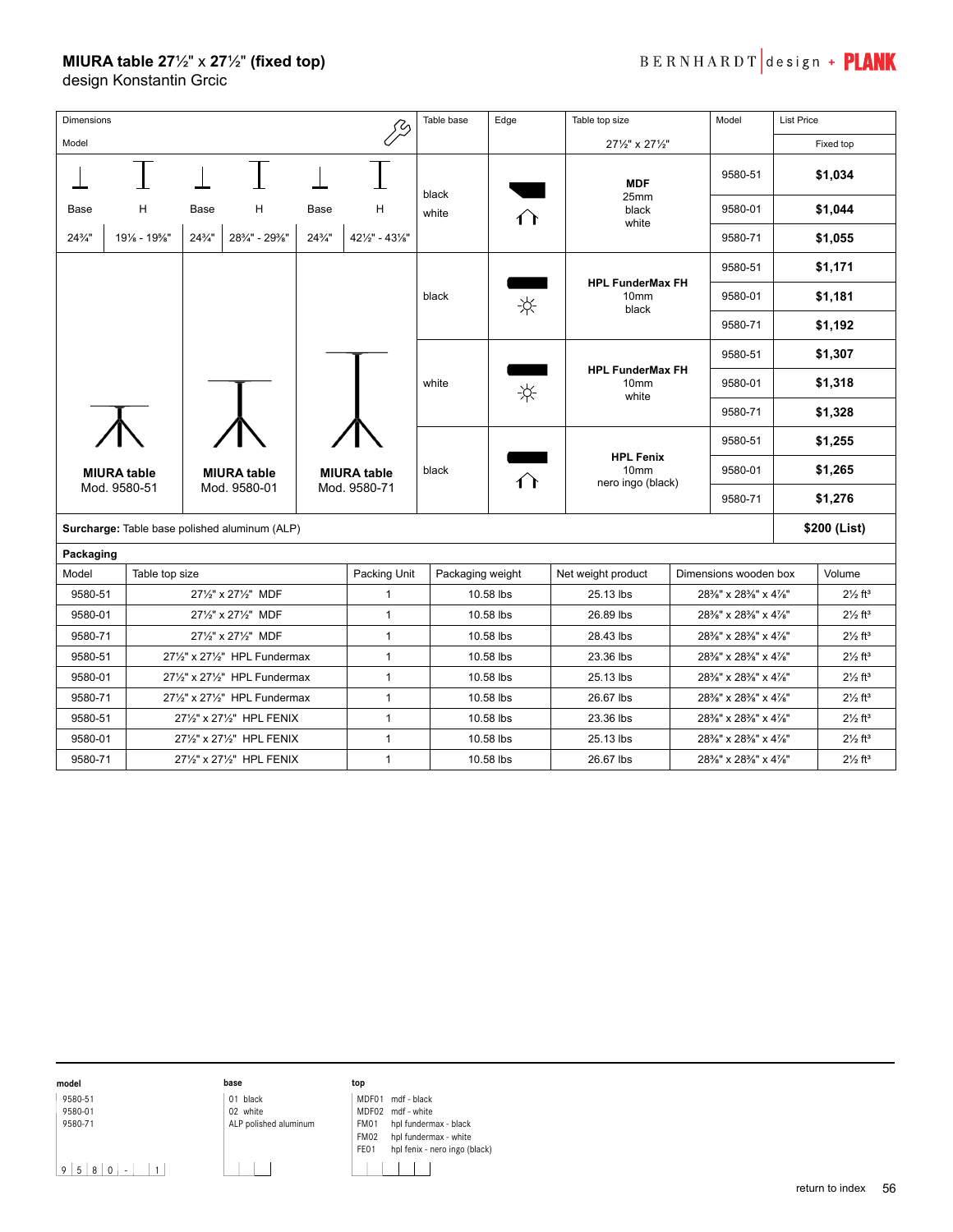**MIURA table 27½" x 27½" (fixed top)**
design Konstantin Grcic

| Dimensions / Model | | | | | | Table base | Edge | Table top size 27½" x 27½" | Model | List Price Fixed top |
|---|---|---|---|---|---|---|---|---|---|---|
| Base | H | Base | H | Base | H | black / white | | **MDF** 25mm black white | 9580-51 | **$1,034** |
| 24¾" | 19⅛ - 19⅝" | 24¾" | 28¾" - 29⅜" | 24¾" | 42½" - 43⅛" | | | | 9580-01 | **$1,044** |
| | | | | | | | | | 9580-71 | **$1,055** |
| **MIURA table** Mod. 9580-51 | | **MIURA table** Mod. 9580-01 | | **MIURA table** Mod. 9580-71 | | black | | **HPL FunderMax FH** 10mm black | 9580-51 | **$1,171** |
| | | | | | | | | | 9580-01 | **$1,181** |
| | | | | | | | | | 9580-71 | **$1,192** |
| | | | | | | white | | **HPL FunderMax FH** 10mm white | 9580-51 | **$1,307** |
| | | | | | | | | | 9580-01 | **$1,318** |
| | | | | | | | | | 9580-71 | **$1,328** |
| | | | | | | black | | **HPL Fenix** 10mm nero ingo (black) | 9580-51 | **$1,255** |
| | | | | | | | | | 9580-01 | **$1,265** |
| | | | | | | | | | 9580-71 | **$1,276** |

**Surcharge:** Table base polished aluminum (ALP) — **$200 (List)**

**Packaging**

| Model | Table top size | Packing Unit | Packaging weight | Net weight product | Dimensions wooden box | Volume |
|---|---|---|---|---|---|---|
| 9580-51 | 27½" x 27½" MDF | 1 | 10.58 lbs | 25.13 lbs | 28⅜" x 28⅜" x 4⅞" | 2½ ft³ |
| 9580-01 | 27½" x 27½" MDF | 1 | 10.58 lbs | 26.89 lbs | 28⅜" x 28⅜" x 4⅞" | 2½ ft³ |
| 9580-71 | 27½" x 27½" MDF | 1 | 10.58 lbs | 28.43 lbs | 28⅜" x 28⅜" x 4⅞" | 2½ ft³ |
| 9580-51 | 27½" x 27½" HPL Fundermax | 1 | 10.58 lbs | 23.36 lbs | 28⅜" x 28⅜" x 4⅞" | 2½ ft³ |
| 9580-01 | 27½" x 27½" HPL Fundermax | 1 | 10.58 lbs | 25.13 lbs | 28⅜" x 28⅜" x 4⅞" | 2½ ft³ |
| 9580-71 | 27½" x 27½" HPL Fundermax | 1 | 10.58 lbs | 26.67 lbs | 28⅜" x 28⅜" x 4⅞" | 2½ ft³ |
| 9580-51 | 27½" x 27½" HPL FENIX | 1 | 10.58 lbs | 23.36 lbs | 28⅜" x 28⅜" x 4⅞" | 2½ ft³ |
| 9580-01 | 27½" x 27½" HPL FENIX | 1 | 10.58 lbs | 25.13 lbs | 28⅜" x 28⅜" x 4⅞" | 2½ ft³ |
| 9580-71 | 27½" x 27½" HPL FENIX | 1 | 10.58 lbs | 26.67 lbs | 28⅜" x 28⅜" x 4⅞" | 2½ ft³ |

**model**
9580-51
9580-01
9580-71

9 5 8 0 - _ _ 1

**base**
01 black
02 white
ALP polished aluminum

**top**
MDF01 mdf - black
MDF02 mdf - white
FM01 hpl fundermax - black
FM02 hpl fundermax - white
FE01 hpl fenix - nero ingo (black)

return to index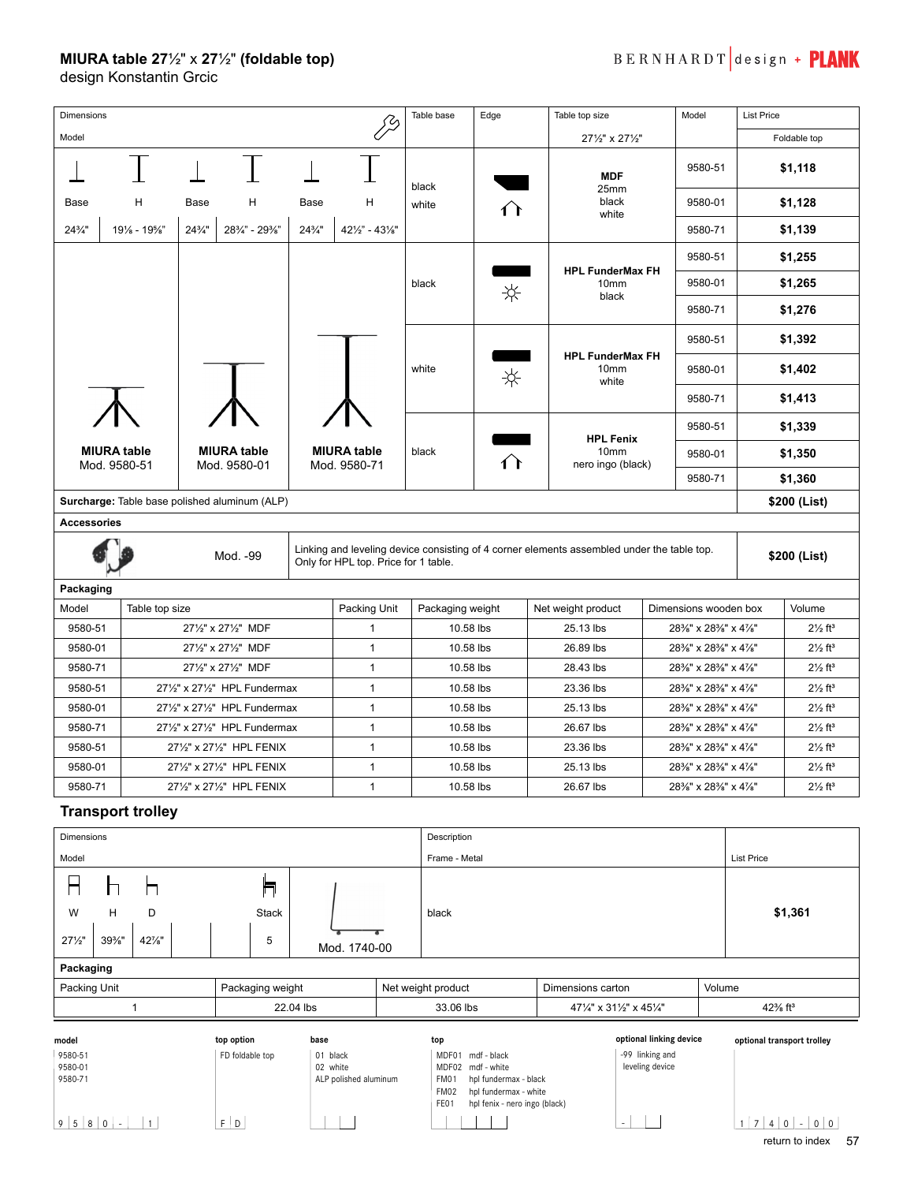## MIURA table 27½" x 27½" (foldable top)

design Konstantin Grcic

| Dimensions / Model | | | | | | Table base | Edge | Table top size 27½" x 27½" | Model | List Price Foldable top |
|---|---|---|---|---|---|---|---|---|---|---|
| Base | H | Base | H | Base | H | black<br>white | | MDF<br>25mm<br>black<br>white | 9580-51 | $1,118 |
| 24¾" | 19⅛ - 19⅝" | 24¾" | 28¾" - 29⅜" | 24¾" | 42½" - 43⅛" | | | | 9580-01 | $1,128 |
| | | | | | | | | | 9580-71 | $1,139 |
| MIURA table Mod. 9580-51 | | MIURA table Mod. 9580-01 | | MIURA table Mod. 9580-71 | | black | | HPL FunderMax FH<br>10mm<br>black | 9580-51 | $1,255 |
| | | | | | | | | | 9580-01 | $1,265 |
| | | | | | | | | | 9580-71 | $1,276 |
| | | | | | | white | | HPL FunderMax FH<br>10mm<br>white | 9580-51 | $1,392 |
| | | | | | | | | | 9580-01 | $1,402 |
| | | | | | | | | | 9580-71 | $1,413 |
| | | | | | | black | | HPL Fenix<br>10mm<br>nero ingo (black) | 9580-51 | $1,339 |
| | | | | | | | | | 9580-01 | $1,350 |
| | | | | | | | | | 9580-71 | $1,360 |

**Surcharge:** Table base polished aluminum (ALP) — **$200 (List)**

**Accessories**

| | | |
|---|---|---|
| Mod. -99 | Linking and leveling device consisting of 4 corner elements assembled under the table top. Only for HPL top. Price for 1 table. | **$200 (List)** |

**Packaging**

| Model | Table top size | Packing Unit | Packaging weight | Net weight product | Dimensions wooden box | Volume |
|---|---|---|---|---|---|---|
| 9580-51 | 27½" x 27½" MDF | 1 | 10.58 lbs | 25.13 lbs | 28⅜" x 28⅜" x 4⅞" | 2½ ft³ |
| 9580-01 | 27½" x 27½" MDF | 1 | 10.58 lbs | 26.89 lbs | 28⅜" x 28⅜" x 4⅞" | 2½ ft³ |
| 9580-71 | 27½" x 27½" MDF | 1 | 10.58 lbs | 28.43 lbs | 28⅜" x 28⅜" x 4⅞" | 2½ ft³ |
| 9580-51 | 27½" x 27½" HPL Fundermax | 1 | 10.58 lbs | 23.36 lbs | 28⅜" x 28⅜" x 4⅞" | 2½ ft³ |
| 9580-01 | 27½" x 27½" HPL Fundermax | 1 | 10.58 lbs | 25.13 lbs | 28⅜" x 28⅜" x 4⅞" | 2½ ft³ |
| 9580-71 | 27½" x 27½" HPL Fundermax | 1 | 10.58 lbs | 26.67 lbs | 28⅜" x 28⅜" x 4⅞" | 2½ ft³ |
| 9580-51 | 27½" x 27½" HPL FENIX | 1 | 10.58 lbs | 23.36 lbs | 28⅜" x 28⅜" x 4⅞" | 2½ ft³ |
| 9580-01 | 27½" x 27½" HPL FENIX | 1 | 10.58 lbs | 25.13 lbs | 28⅜" x 28⅜" x 4⅞" | 2½ ft³ |
| 9580-71 | 27½" x 27½" HPL FENIX | 1 | 10.58 lbs | 26.67 lbs | 28⅜" x 28⅜" x 4⅞" | 2½ ft³ |

## Transport trolley

| W | H | D | Stack | Model | Description Frame - Metal | List Price |
|---|---|---|---|---|---|---|
| 27½" | 39⅜" | 42⅞" | 5 | Mod. 1740-00 | black | $1,361 |

**Packaging**

| Packing Unit | Packaging weight | Net weight product | Dimensions carton | Volume |
|---|---|---|---|---|
| 1 | 22.04 lbs | 33.06 lbs | 47¼" x 31½" x 45¼" | 42⅝ ft³ |

| model | top option | base | top | optional linking device | optional transport trolley |
|---|---|---|---|---|---|
| 9580-51<br>9580-01<br>9580-71 | FD foldable top | 01 black<br>02 white<br>ALP polished aluminum | MDF01 mdf - black<br>MDF02 mdf - white<br>FM01 hpl fundermax - black<br>FM02 hpl fundermax - white<br>FE01 hpl fenix - nero ingo (black) | -99 linking and leveling device | |
| 9 5 8 0 - _ 1 | F D | _ _ | _ _ _ _ _ | - _ _ | 1 7 4 0 - 0 0 |

return to index